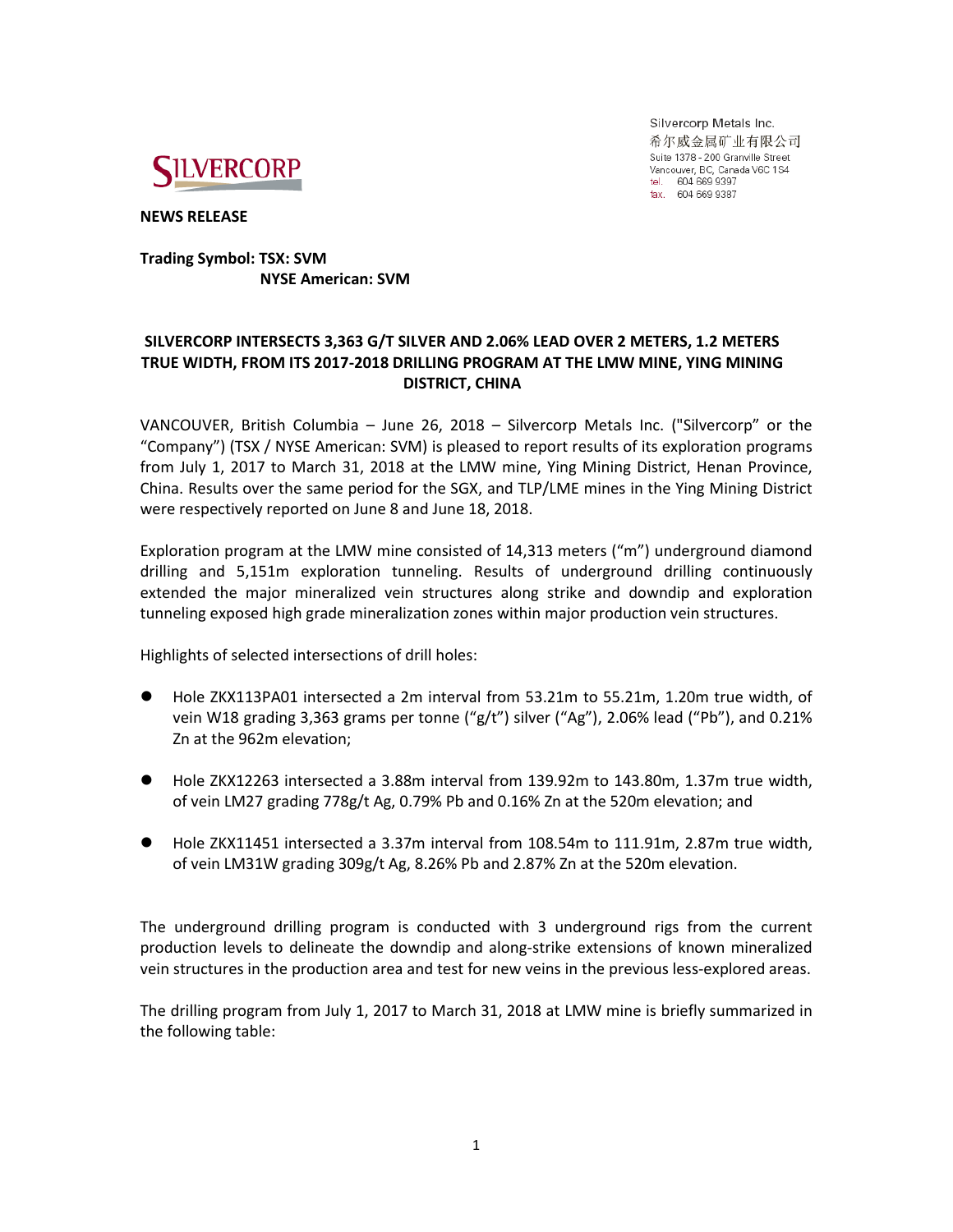Silvercorp Metals Inc.
希尔威金属矿业有限公司
Suite 1378 - 200 Granville Street
Vancouver, BC, Canada V6C 1S4
tel. 604 669 9397
fax. 604 669 9387

**NEWS RELEASE**

**Trading Symbol: TSX: SVM**
**NYSE American: SVM**

## SILVERCORP INTERSECTS 3,363 G/T SILVER AND 2.06% LEAD OVER 2 METERS, 1.2 METERS TRUE WIDTH, FROM ITS 2017-2018 DRILLING PROGRAM AT THE LMW MINE, YING MINING DISTRICT, CHINA

VANCOUVER, British Columbia – June 26, 2018 – Silvercorp Metals Inc. ("Silvercorp" or the "Company") (TSX / NYSE American: SVM) is pleased to report results of its exploration programs from July 1, 2017 to March 31, 2018 at the LMW mine, Ying Mining District, Henan Province, China. Results over the same period for the SGX, and TLP/LME mines in the Ying Mining District were respectively reported on June 8 and June 18, 2018.

Exploration program at the LMW mine consisted of 14,313 meters ("m") underground diamond drilling and 5,151m exploration tunneling. Results of underground drilling continuously extended the major mineralized vein structures along strike and downdip and exploration tunneling exposed high grade mineralization zones within major production vein structures.

Highlights of selected intersections of drill holes:

- Hole ZKX113PA01 intersected a 2m interval from 53.21m to 55.21m, 1.20m true width, of vein W18 grading 3,363 grams per tonne ("g/t") silver ("Ag"), 2.06% lead ("Pb"), and 0.21% Zn at the 962m elevation;
- Hole ZKX12263 intersected a 3.88m interval from 139.92m to 143.80m, 1.37m true width, of vein LM27 grading 778g/t Ag, 0.79% Pb and 0.16% Zn at the 520m elevation; and
- Hole ZKX11451 intersected a 3.37m interval from 108.54m to 111.91m, 2.87m true width, of vein LM31W grading 309g/t Ag, 8.26% Pb and 2.87% Zn at the 520m elevation.

The underground drilling program is conducted with 3 underground rigs from the current production levels to delineate the downdip and along-strike extensions of known mineralized vein structures in the production area and test for new veins in the previous less-explored areas.

The drilling program from July 1, 2017 to March 31, 2018 at LMW mine is briefly summarized in the following table: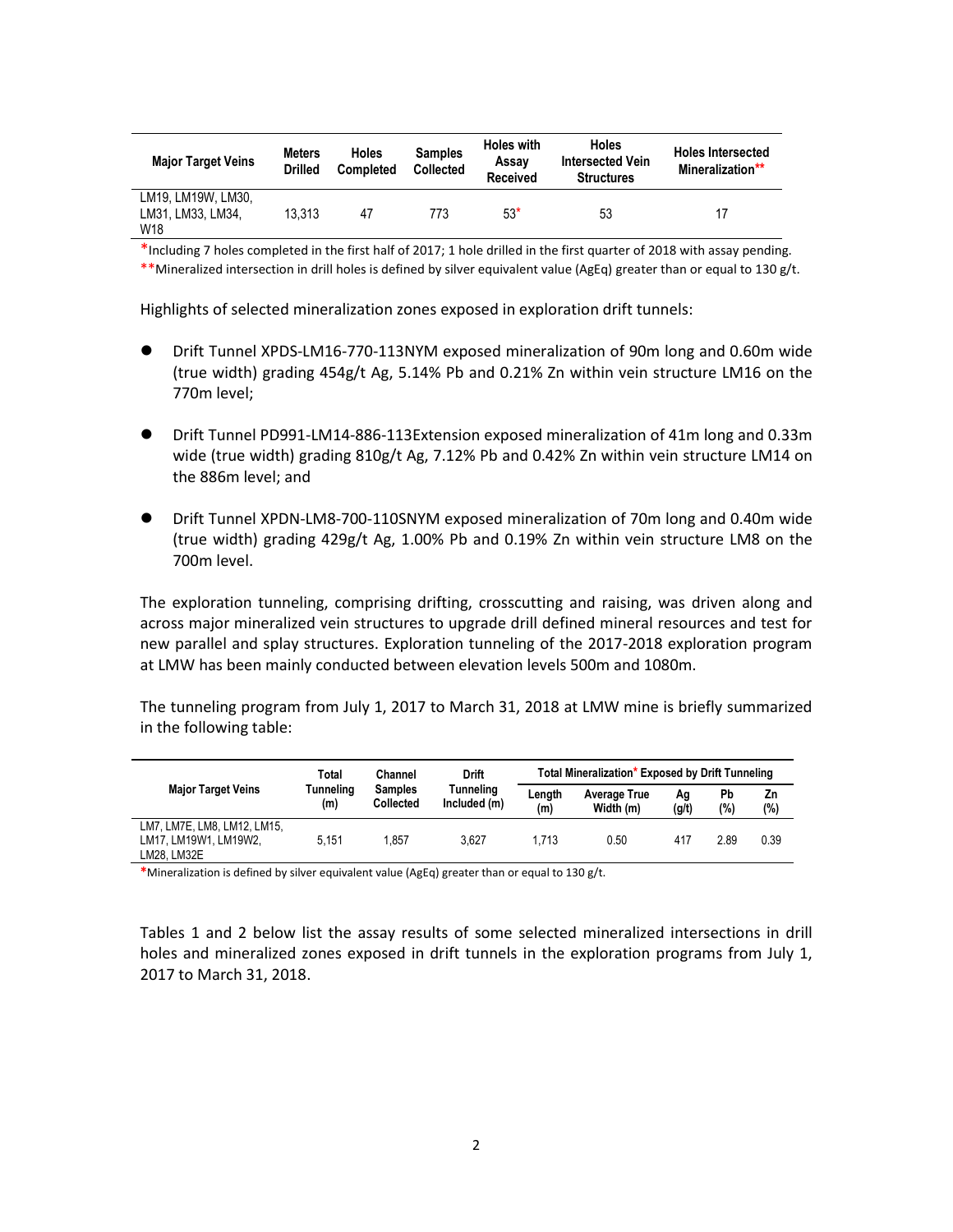| Major Target Veins | Meters Drilled | Holes Completed | Samples Collected | Holes with Assay Received | Holes Intersected Vein Structures | Holes Intersected Mineralization** |
|---|---|---|---|---|---|---|
| LM19, LM19W, LM30, LM31, LM33, LM34, W18 | 13,313 | 47 | 773 | 53* | 53 | 17 |

*Including 7 holes completed in the first half of 2017; 1 hole drilled in the first quarter of 2018 with assay pending.
**Mineralized intersection in drill holes is defined by silver equivalent value (AgEq) greater than or equal to 130 g/t.

Highlights of selected mineralization zones exposed in exploration drift tunnels:

- Drift Tunnel XPDS-LM16-770-113NYM exposed mineralization of 90m long and 0.60m wide (true width) grading 454g/t Ag, 5.14% Pb and 0.21% Zn within vein structure LM16 on the 770m level;
- Drift Tunnel PD991-LM14-886-113Extension exposed mineralization of 41m long and 0.33m wide (true width) grading 810g/t Ag, 7.12% Pb and 0.42% Zn within vein structure LM14 on the 886m level; and
- Drift Tunnel XPDN-LM8-700-110SNYM exposed mineralization of 70m long and 0.40m wide (true width) grading 429g/t Ag, 1.00% Pb and 0.19% Zn within vein structure LM8 on the 700m level.

The exploration tunneling, comprising drifting, crosscutting and raising, was driven along and across major mineralized vein structures to upgrade drill defined mineral resources and test for new parallel and splay structures. Exploration tunneling of the 2017-2018 exploration program at LMW has been mainly conducted between elevation levels 500m and 1080m.

The tunneling program from July 1, 2017 to March 31, 2018 at LMW mine is briefly summarized in the following table:

| Major Target Veins | Total Tunneling (m) | Channel Samples Collected | Drift Tunneling Included (m) | Total Mineralization* Exposed by Drift Tunneling | | | | |
|---|---|---|---|---|---|---|---|---|
| | | | | Length (m) | Average True Width (m) | Ag (g/t) | Pb (%) | Zn (%) |
| LM7, LM7E, LM8, LM12, LM15, LM17, LM19W1, LM19W2, LM28, LM32E | 5,151 | 1,857 | 3,627 | 1,713 | 0.50 | 417 | 2.89 | 0.39 |

*Mineralization is defined by silver equivalent value (AgEq) greater than or equal to 130 g/t.

Tables 1 and 2 below list the assay results of some selected mineralized intersections in drill holes and mineralized zones exposed in drift tunnels in the exploration programs from July 1, 2017 to March 31, 2018.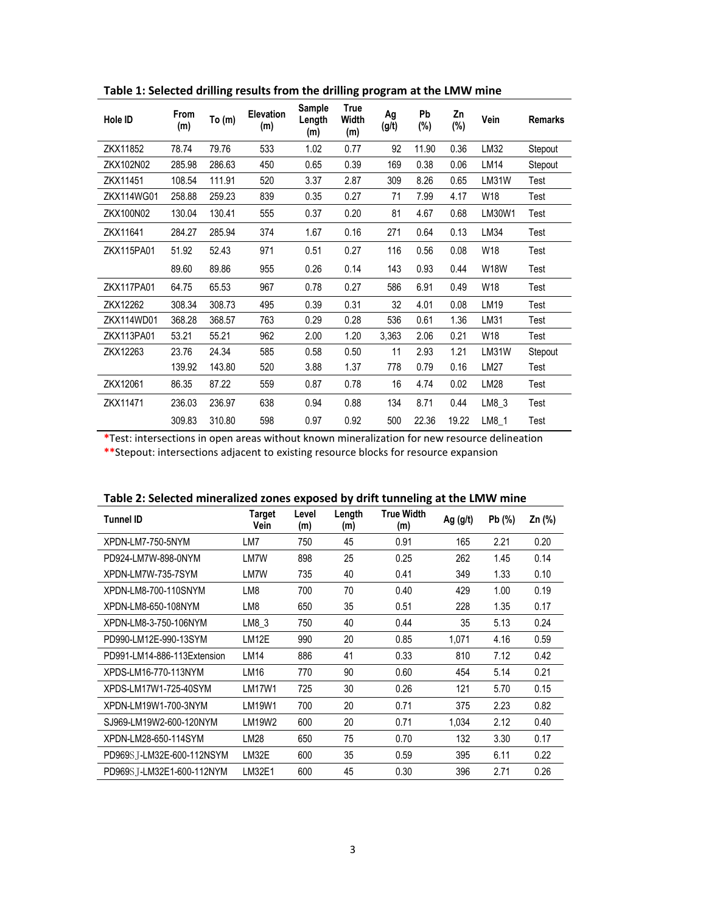**Table 1: Selected drilling results from the drilling program at the LMW mine**

| Hole ID | From (m) | To (m) | Elevation (m) | Sample Length (m) | True Width (m) | Ag (g/t) | Pb (%) | Zn (%) | Vein | Remarks |
|---|---|---|---|---|---|---|---|---|---|---|
| ZKX11852 | 78.74 | 79.76 | 533 | 1.02 | 0.77 | 92 | 11.90 | 0.36 | LM32 | Stepout |
| ZKX102N02 | 285.98 | 286.63 | 450 | 0.65 | 0.39 | 169 | 0.38 | 0.06 | LM14 | Stepout |
| ZKX11451 | 108.54 | 111.91 | 520 | 3.37 | 2.87 | 309 | 8.26 | 0.65 | LM31W | Test |
| ZKX114WG01 | 258.88 | 259.23 | 839 | 0.35 | 0.27 | 71 | 7.99 | 4.17 | W18 | Test |
| ZKX100N02 | 130.04 | 130.41 | 555 | 0.37 | 0.20 | 81 | 4.67 | 0.68 | LM30W1 | Test |
| ZKX11641 | 284.27 | 285.94 | 374 | 1.67 | 0.16 | 271 | 0.64 | 0.13 | LM34 | Test |
| ZKX115PA01 | 51.92 | 52.43 | 971 | 0.51 | 0.27 | 116 | 0.56 | 0.08 | W18 | Test |
| | 89.60 | 89.86 | 955 | 0.26 | 0.14 | 143 | 0.93 | 0.44 | W18W | Test |
| ZKX117PA01 | 64.75 | 65.53 | 967 | 0.78 | 0.27 | 586 | 6.91 | 0.49 | W18 | Test |
| ZKX12262 | 308.34 | 308.73 | 495 | 0.39 | 0.31 | 32 | 4.01 | 0.08 | LM19 | Test |
| ZKX114WD01 | 368.28 | 368.57 | 763 | 0.29 | 0.28 | 536 | 0.61 | 1.36 | LM31 | Test |
| ZKX113PA01 | 53.21 | 55.21 | 962 | 2.00 | 1.20 | 3,363 | 2.06 | 0.21 | W18 | Test |
| ZKX12263 | 23.76 | 24.34 | 585 | 0.58 | 0.50 | 11 | 2.93 | 1.21 | LM31W | Stepout |
| | 139.92 | 143.80 | 520 | 3.88 | 1.37 | 778 | 0.79 | 0.16 | LM27 | Test |
| ZKX12061 | 86.35 | 87.22 | 559 | 0.87 | 0.78 | 16 | 4.74 | 0.02 | LM28 | Test |
| ZKX11471 | 236.03 | 236.97 | 638 | 0.94 | 0.88 | 134 | 8.71 | 0.44 | LM8_3 | Test |
| | 309.83 | 310.80 | 598 | 0.97 | 0.92 | 500 | 22.36 | 19.22 | LM8_1 | Test |

*Test: intersections in open areas without known mineralization for new resource delineation
**Stepout: intersections adjacent to existing resource blocks for resource expansion

**Table 2: Selected mineralized zones exposed by drift tunneling at the LMW mine**

| Tunnel ID | Target Vein | Level (m) | Length (m) | True Width (m) | Ag (g/t) | Pb (%) | Zn (%) |
|---|---|---|---|---|---|---|---|
| XPDN-LM7-750-5NYM | LM7 | 750 | 45 | 0.91 | 165 | 2.21 | 0.20 |
| PD924-LM7W-898-0NYM | LM7W | 898 | 25 | 0.25 | 262 | 1.45 | 0.14 |
| XPDN-LM7W-735-7SYM | LM7W | 735 | 40 | 0.41 | 349 | 1.33 | 0.10 |
| XPDN-LM8-700-110SNYM | LM8 | 700 | 70 | 0.40 | 429 | 1.00 | 0.19 |
| XPDN-LM8-650-108NYM | LM8 | 650 | 35 | 0.51 | 228 | 1.35 | 0.17 |
| XPDN-LM8-3-750-106NYM | LM8_3 | 750 | 40 | 0.44 | 35 | 5.13 | 0.24 |
| PD990-LM12E-990-13SYM | LM12E | 990 | 20 | 0.85 | 1,071 | 4.16 | 0.59 |
| PD991-LM14-886-113Extension | LM14 | 886 | 41 | 0.33 | 810 | 7.12 | 0.42 |
| XPDS-LM16-770-113NYM | LM16 | 770 | 90 | 0.60 | 454 | 5.14 | 0.21 |
| XPDS-LM17W1-725-40SYM | LM17W1 | 725 | 30 | 0.26 | 121 | 5.70 | 0.15 |
| XPDN-LM19W1-700-3NYM | LM19W1 | 700 | 20 | 0.71 | 375 | 2.23 | 0.82 |
| SJ969-LM19W2-600-120NYM | LM19W2 | 600 | 20 | 0.71 | 1,034 | 2.12 | 0.40 |
| XPDN-LM28-650-114SYM | LM28 | 650 | 75 | 0.70 | 132 | 3.30 | 0.17 |
| PD969SJ-LM32E-600-112NSYM | LM32E | 600 | 35 | 0.59 | 395 | 6.11 | 0.22 |
| PD969SJ-LM32E1-600-112NYM | LM32E1 | 600 | 45 | 0.30 | 396 | 2.71 | 0.26 |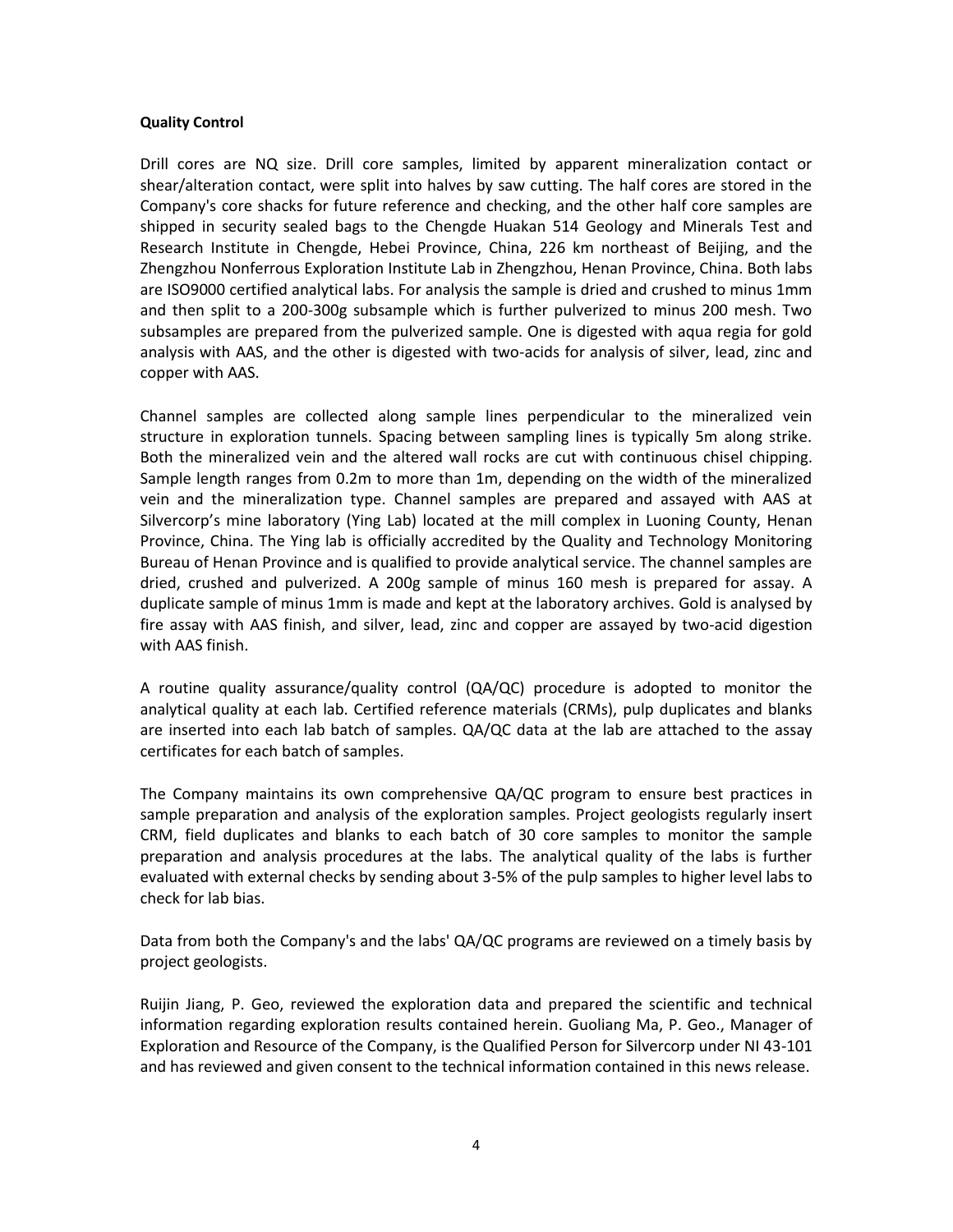**Quality Control**

Drill cores are NQ size. Drill core samples, limited by apparent mineralization contact or shear/alteration contact, were split into halves by saw cutting. The half cores are stored in the Company's core shacks for future reference and checking, and the other half core samples are shipped in security sealed bags to the Chengde Huakan 514 Geology and Minerals Test and Research Institute in Chengde, Hebei Province, China, 226 km northeast of Beijing, and the Zhengzhou Nonferrous Exploration Institute Lab in Zhengzhou, Henan Province, China. Both labs are ISO9000 certified analytical labs. For analysis the sample is dried and crushed to minus 1mm and then split to a 200-300g subsample which is further pulverized to minus 200 mesh. Two subsamples are prepared from the pulverized sample. One is digested with aqua regia for gold analysis with AAS, and the other is digested with two-acids for analysis of silver, lead, zinc and copper with AAS.

Channel samples are collected along sample lines perpendicular to the mineralized vein structure in exploration tunnels. Spacing between sampling lines is typically 5m along strike. Both the mineralized vein and the altered wall rocks are cut with continuous chisel chipping. Sample length ranges from 0.2m to more than 1m, depending on the width of the mineralized vein and the mineralization type. Channel samples are prepared and assayed with AAS at Silvercorp's mine laboratory (Ying Lab) located at the mill complex in Luoning County, Henan Province, China. The Ying lab is officially accredited by the Quality and Technology Monitoring Bureau of Henan Province and is qualified to provide analytical service. The channel samples are dried, crushed and pulverized. A 200g sample of minus 160 mesh is prepared for assay. A duplicate sample of minus 1mm is made and kept at the laboratory archives. Gold is analysed by fire assay with AAS finish, and silver, lead, zinc and copper are assayed by two-acid digestion with AAS finish.

A routine quality assurance/quality control (QA/QC) procedure is adopted to monitor the analytical quality at each lab. Certified reference materials (CRMs), pulp duplicates and blanks are inserted into each lab batch of samples. QA/QC data at the lab are attached to the assay certificates for each batch of samples.

The Company maintains its own comprehensive QA/QC program to ensure best practices in sample preparation and analysis of the exploration samples. Project geologists regularly insert CRM, field duplicates and blanks to each batch of 30 core samples to monitor the sample preparation and analysis procedures at the labs. The analytical quality of the labs is further evaluated with external checks by sending about 3-5% of the pulp samples to higher level labs to check for lab bias.

Data from both the Company's and the labs' QA/QC programs are reviewed on a timely basis by project geologists.

Ruijin Jiang, P. Geo, reviewed the exploration data and prepared the scientific and technical information regarding exploration results contained herein. Guoliang Ma, P. Geo., Manager of Exploration and Resource of the Company, is the Qualified Person for Silvercorp under NI 43-101 and has reviewed and given consent to the technical information contained in this news release.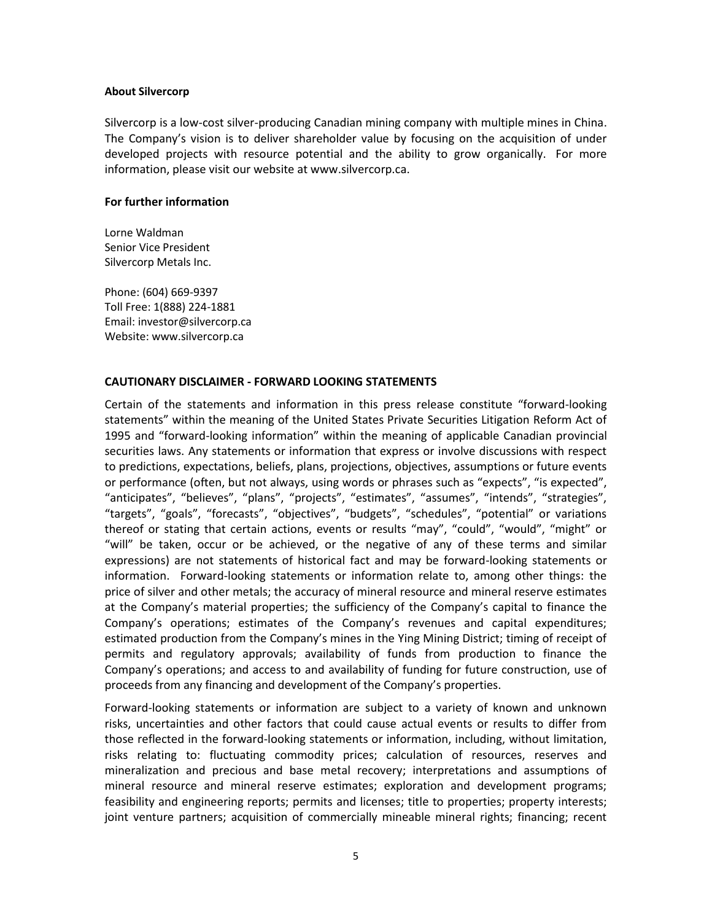**About Silvercorp**

Silvercorp is a low-cost silver-producing Canadian mining company with multiple mines in China. The Company's vision is to deliver shareholder value by focusing on the acquisition of under developed projects with resource potential and the ability to grow organically. For more information, please visit our website at www.silvercorp.ca.

**For further information**

Lorne Waldman
Senior Vice President
Silvercorp Metals Inc.

Phone: (604) 669-9397
Toll Free: 1(888) 224-1881
Email: investor@silvercorp.ca
Website: www.silvercorp.ca

**CAUTIONARY DISCLAIMER - FORWARD LOOKING STATEMENTS**

Certain of the statements and information in this press release constitute "forward-looking statements" within the meaning of the United States Private Securities Litigation Reform Act of 1995 and "forward-looking information" within the meaning of applicable Canadian provincial securities laws. Any statements or information that express or involve discussions with respect to predictions, expectations, beliefs, plans, projections, objectives, assumptions or future events or performance (often, but not always, using words or phrases such as "expects", "is expected", "anticipates", "believes", "plans", "projects", "estimates", "assumes", "intends", "strategies", "targets", "goals", "forecasts", "objectives", "budgets", "schedules", "potential" or variations thereof or stating that certain actions, events or results "may", "could", "would", "might" or "will" be taken, occur or be achieved, or the negative of any of these terms and similar expressions) are not statements of historical fact and may be forward-looking statements or information. Forward-looking statements or information relate to, among other things: the price of silver and other metals; the accuracy of mineral resource and mineral reserve estimates at the Company's material properties; the sufficiency of the Company's capital to finance the Company's operations; estimates of the Company's revenues and capital expenditures; estimated production from the Company's mines in the Ying Mining District; timing of receipt of permits and regulatory approvals; availability of funds from production to finance the Company's operations; and access to and availability of funding for future construction, use of proceeds from any financing and development of the Company's properties.

Forward-looking statements or information are subject to a variety of known and unknown risks, uncertainties and other factors that could cause actual events or results to differ from those reflected in the forward-looking statements or information, including, without limitation, risks relating to: fluctuating commodity prices; calculation of resources, reserves and mineralization and precious and base metal recovery; interpretations and assumptions of mineral resource and mineral reserve estimates; exploration and development programs; feasibility and engineering reports; permits and licenses; title to properties; property interests; joint venture partners; acquisition of commercially mineable mineral rights; financing; recent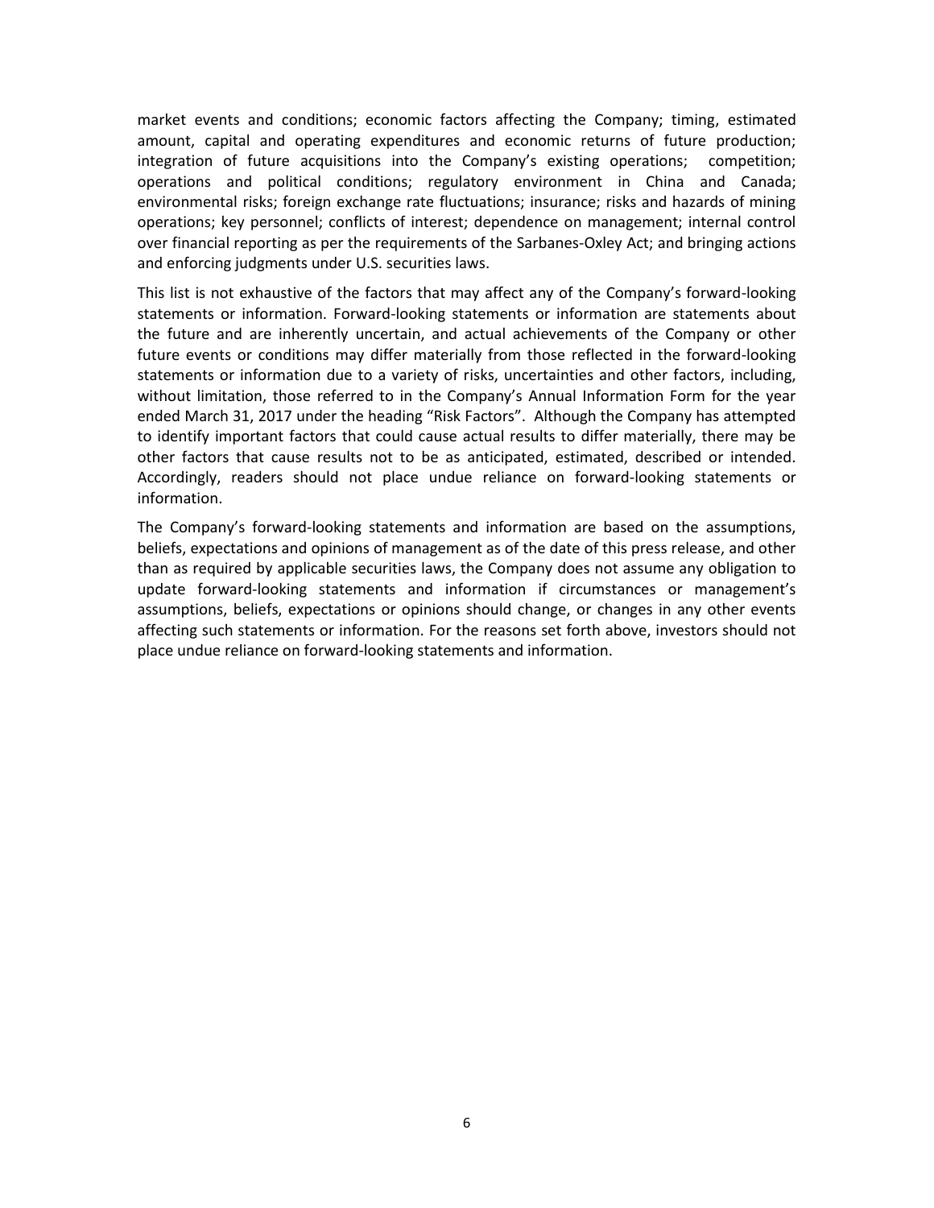market events and conditions; economic factors affecting the Company; timing, estimated amount, capital and operating expenditures and economic returns of future production; integration of future acquisitions into the Company's existing operations; competition; operations and political conditions; regulatory environment in China and Canada; environmental risks; foreign exchange rate fluctuations; insurance; risks and hazards of mining operations; key personnel; conflicts of interest; dependence on management; internal control over financial reporting as per the requirements of the Sarbanes-Oxley Act; and bringing actions and enforcing judgments under U.S. securities laws.

This list is not exhaustive of the factors that may affect any of the Company's forward-looking statements or information. Forward-looking statements or information are statements about the future and are inherently uncertain, and actual achievements of the Company or other future events or conditions may differ materially from those reflected in the forward-looking statements or information due to a variety of risks, uncertainties and other factors, including, without limitation, those referred to in the Company's Annual Information Form for the year ended March 31, 2017 under the heading "Risk Factors". Although the Company has attempted to identify important factors that could cause actual results to differ materially, there may be other factors that cause results not to be as anticipated, estimated, described or intended. Accordingly, readers should not place undue reliance on forward-looking statements or information.

The Company's forward-looking statements and information are based on the assumptions, beliefs, expectations and opinions of management as of the date of this press release, and other than as required by applicable securities laws, the Company does not assume any obligation to update forward-looking statements and information if circumstances or management's assumptions, beliefs, expectations or opinions should change, or changes in any other events affecting such statements or information. For the reasons set forth above, investors should not place undue reliance on forward-looking statements and information.